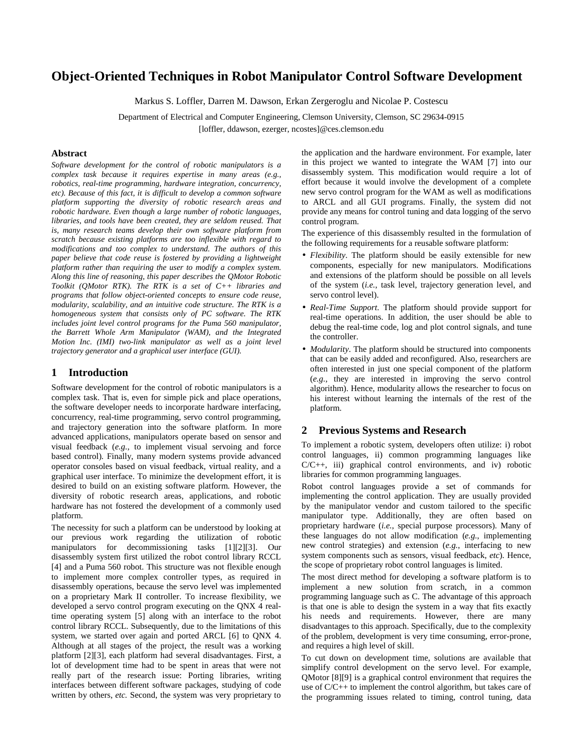# Object-Oriented Techniques in Robot Manipulator Control Software Development

Markus S. Loffler, Darren M. Dawson, Erkan Zergeroglu and Nicolae P. Costescu

Department of Electrical and Computer Engineering, Clemson University, Clemson, SC 29634-0915

[loffler, ddawson, ezerger, ncostes]@ces.clemson.edu

### Abstract

*Software development for the control of robotic manipulators is a complex task because it requires expertise in many areas (e.g., robotics, real-time programming, hardware integration, concurrency, etc). Because of this fact, it is difficult to develop a common software platform supporting the diversity of robotic research areas and robotic hardware. Even though a large number of robotic languages, libraries, and tools have been created, they are seldom reused. That is, many research teams develop their own software platform from scratch because existing platforms are too inflexible with regard to modifications and too complex to understand. The authors of this paper believe that code reuse is fostered by providing a lightweight platform rather than requiring the user to modify a complex system. Along this line of reasoning, this paper describes the QMotor Robotic Toolkit (QMotor RTK). The RTK is a set of C++ libraries and programs that follow object-oriented concepts to ensure code reuse, modularity, scalability, and an intuitive code structure. The RTK is a homogeneous system that consists only of PC software. The RTK includes joint level control programs for the Puma 560 manipulator, the Barrett Whole Arm Manipulator (WAM), and the Integrated Motion Inc. (IMI) two-link manipulator as well as a joint level trajectory generator and a graphical user interface (GUI).*

## 1 Introduction

Software development for the control of robotic manipulators is a complex task. That is, even for simple pick and place operations, the software developer needs to incorporate hardware interfacing, concurrency, real-time programming, servo control programming, and trajectory generation into the software platform. In more advanced applications, manipulators operate based on sensor and visual feedback (*e.g.*, to implement visual servoing and force based control). Finally, many modern systems provide advanced operator consoles based on visual feedback, virtual reality, and a graphical user interface. To minimize the development effort, it is desired to build on an existing software platform. However, the diversity of robotic research areas, applications, and robotic hardware has not fostered the development of a commonly used platform.

The necessity for such a platform can be understood by looking at our previous work regarding the utilization of robotic manipulators for decommissioning tasks [1][2][3]. Our disassembly system first utilized the robot control library RCCL [4] and a Puma 560 robot. This structure was not flexible enough to implement more complex controller types, as required in disassembly operations, because the servo level was implemented on a proprietary Mark II controller. To increase flexibility, we developed a servo control program executing on the QNX 4 real-time operating system [5] along with an interface to the robot control library RCCL. Subsequently, due to the limitations of this system, we started over again and ported ARCL [6] to QNX 4. Although at all stages of the project, the result was a working platform [2][3], each platform had several disadvantages. First, a lot of development time had to be spent in areas that were not really part of the research issue: Porting libraries, writing interfaces between different software packages, studying of code written by others, *etc.* Second, the system was very proprietary to the application and the hardware environment. For example, later in this project we wanted to integrate the WAM [7] into our disassembly system. This modification would require a lot of effort because it would involve the development of a complete new servo control program for the WAM as well as modifications to ARCL and all GUI programs. Finally, the system did not provide any means for control tuning and data logging of the servo control program.

The experience of this disassembly resulted in the formulation of the following requirements for a reusable software platform:

- *Flexibility*. The platform should be easily extensible for new components, especially for new manipulators. Modifications and extensions of the platform should be possible on all levels of the system (*i.e.*, task level, trajectory generation level, and servo control level).
- *Real-Time Support*. The platform should provide support for real-time operations. In addition, the user should be able to debug the real-time code, log and plot control signals, and tune the controller.
- *Modularity*. The platform should be structured into components that can be easily added and reconfigured. Also, researchers are often interested in just one special component of the platform (*e.g.*, they are interested in improving the servo control algorithm). Hence, modularity allows the researcher to focus on his interest without learning the internals of the rest of the platform.

## 2 Previous Systems and Research

To implement a robotic system, developers often utilize: i) robot control languages, ii) common programming languages like C/C++, iii) graphical control environments, and iv) robotic libraries for common programming languages.

Robot control languages provide a set of commands for implementing the control application. They are usually provided by the manipulator vendor and custom tailored to the specific manipulator type. Additionally, they are often based on proprietary hardware (*i.e.*, special purpose processors). Many of these languages do not allow modification (*e.g.*, implementing new control strategies) and extension (*e.g.*, interfacing to new system components such as sensors, visual feedback, *etc*). Hence, the scope of proprietary robot control languages is limited.

The most direct method for developing a software platform is to implement a new solution from scratch, in a common programming language such as C. The advantage of this approach is that one is able to design the system in a way that fits exactly his needs and requirements. However, there are many disadvantages to this approach. Specifically, due to the complexity of the problem, development is very time consuming, error-prone, and requires a high level of skill.

To cut down on development time, solutions are available that simplify control development on the servo level. For example, QMotor [8][9] is a graphical control environment that requires the use of C/C++ to implement the control algorithm, but takes care of the programming issues related to timing, control tuning, data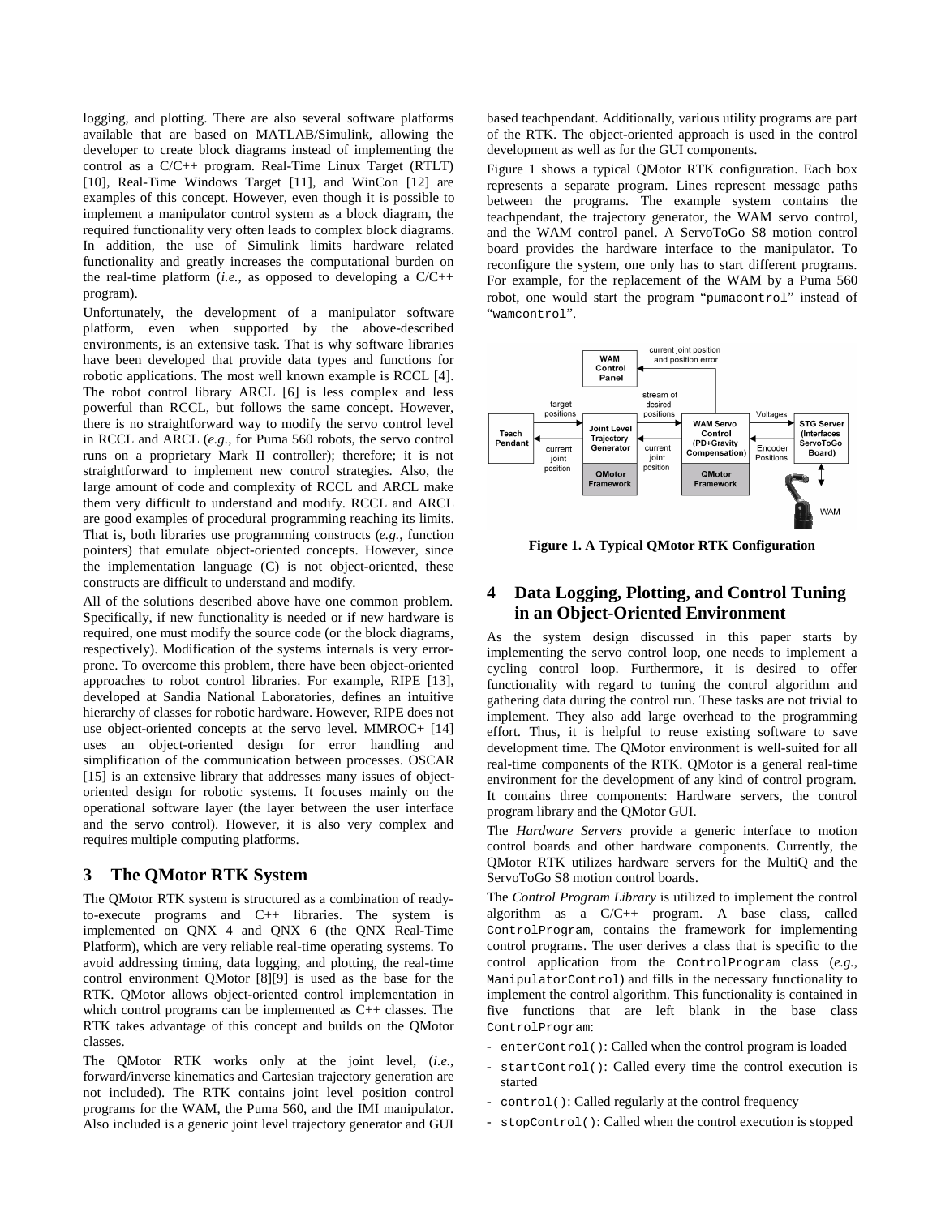logging, and plotting. There are also several software platforms available that are based on MATLAB/Simulink, allowing the developer to create block diagrams instead of implementing the control as a C/C++ program. Real-Time Linux Target (RTLT) [10], Real-Time Windows Target [11], and WinCon [12] are examples of this concept. However, even though it is possible to implement a manipulator control system as a block diagram, the required functionality very often leads to complex block diagrams. In addition, the use of Simulink limits hardware related functionality and greatly increases the computational burden on the real-time platform (*i.e.*, as opposed to developing a C/C++ program).

Unfortunately, the development of a manipulator software platform, even when supported by the above-described environments, is an extensive task. That is why software libraries have been developed that provide data types and functions for robotic applications. The most well known example is RCCL [4]. The robot control library ARCL [6] is less complex and less powerful than RCCL, but follows the same concept. However, there is no straightforward way to modify the servo control level in RCCL and ARCL (*e.g.*, for Puma 560 robots, the servo control runs on a proprietary Mark II controller); therefore; it is not straightforward to implement new control strategies. Also, the large amount of code and complexity of RCCL and ARCL make them very difficult to understand and modify. RCCL and ARCL are good examples of procedural programming reaching its limits. That is, both libraries use programming constructs (*e.g.*, function pointers) that emulate object-oriented concepts. However, since the implementation language (C) is not object-oriented, these constructs are difficult to understand and modify.

All of the solutions described above have one common problem. Specifically, if new functionality is needed or if new hardware is required, one must modify the source code (or the block diagrams, respectively). Modification of the systems internals is very error-prone. To overcome this problem, there have been object-oriented approaches to robot control libraries. For example, RIPE [13], developed at Sandia National Laboratories, defines an intuitive hierarchy of classes for robotic hardware. However, RIPE does not use object-oriented concepts at the servo level. MMROC+ [14] uses an object-oriented design for error handling and simplification of the communication between processes. OSCAR [15] is an extensive library that addresses many issues of object-oriented design for robotic systems. It focuses mainly on the operational software layer (the layer between the user interface and the servo control). However, it is also very complex and requires multiple computing platforms.

## 3 The QMotor RTK System

The QMotor RTK system is structured as a combination of ready-to-execute programs and C++ libraries. The system is implemented on QNX 4 and QNX 6 (the QNX Real-Time Platform), which are very reliable real-time operating systems. To avoid addressing timing, data logging, and plotting, the real-time control environment QMotor [8][9] is used as the base for the RTK. QMotor allows object-oriented control implementation in which control programs can be implemented as C++ classes. The RTK takes advantage of this concept and builds on the QMotor classes.

The QMotor RTK works only at the joint level, (*i.e.*, forward/inverse kinematics and Cartesian trajectory generation are not included). The RTK contains joint level position control programs for the WAM, the Puma 560, and the IMI manipulator. Also included is a generic joint level trajectory generator and GUI based teachpendant. Additionally, various utility programs are part of the RTK. The object-oriented approach is used in the control development as well as for the GUI components.

Figure 1 shows a typical QMotor RTK configuration. Each box represents a separate program. Lines represent message paths between the programs. The example system contains the teachpendant, the trajectory generator, the WAM servo control, and the WAM control panel. A ServoToGo S8 motion control board provides the hardware interface to the manipulator. To reconfigure the system, one only has to start different programs. For example, for the replacement of the WAM by a Puma 560 robot, one would start the program "`pumacontrol`" instead of "`wamcontrol`".

**Figure 1. A Typical QMotor RTK Configuration**

## 4 Data Logging, Plotting, and Control Tuning in an Object-Oriented Environment

As the system design discussed in this paper starts by implementing the servo control loop, one needs to implement a cycling control loop. Furthermore, it is desired to offer functionality with regard to tuning the control algorithm and gathering data during the control run. These tasks are not trivial to implement. They also add large overhead to the programming effort. Thus, it is helpful to reuse existing software to save development time. The QMotor environment is well-suited for all real-time components of the RTK. QMotor is a general real-time environment for the development of any kind of control program. It contains three components: Hardware servers, the control program library and the QMotor GUI.

The *Hardware Servers* provide a generic interface to motion control boards and other hardware components. Currently, the QMotor RTK utilizes hardware servers for the MultiQ and the ServoToGo S8 motion control boards.

The *Control Program Library* is utilized to implement the control algorithm as a C/C++ program. A base class, called `ControlProgram`, contains the framework for implementing control programs. The user derives a class that is specific to the control application from the `ControlProgram` class (*e.g.*, `ManipulatorControl`) and fills in the necessary functionality to implement the control algorithm. This functionality is contained in five functions that are left blank in the base class `ControlProgram`:

- `enterControl()`: Called when the control program is loaded
- `startControl()`: Called every time the control execution is started
- `control()`: Called regularly at the control frequency
- `stopControl()`: Called when the control execution is stopped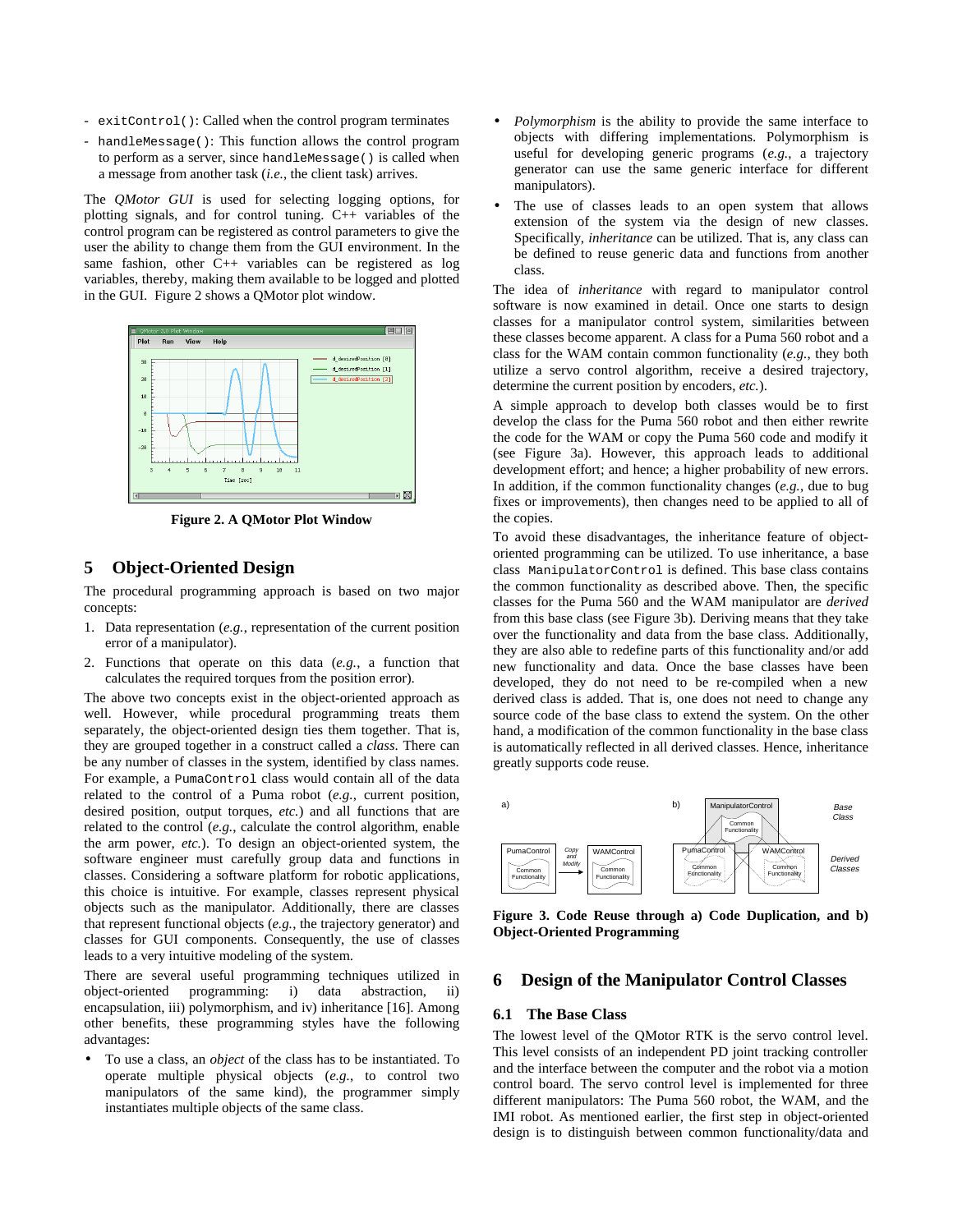- `exitControl()`: Called when the control program terminates
- `handleMessage()`: This function allows the control program to perform as a server, since `handleMessage()` is called when a message from another task (*i.e.*, the client task) arrives.

The *QMotor GUI* is used for selecting logging options, for plotting signals, and for control tuning. C++ variables of the control program can be registered as control parameters to give the user the ability to change them from the GUI environment. In the same fashion, other C++ variables can be registered as log variables, thereby, making them available to be logged and plotted in the GUI. Figure 2 shows a QMotor plot window.

**Figure 2. A QMotor Plot Window**

## 5 Object-Oriented Design

The procedural programming approach is based on two major concepts:

1. Data representation (*e.g.*, representation of the current position error of a manipulator).
2. Functions that operate on this data (*e.g.*, a function that calculates the required torques from the position error).

The above two concepts exist in the object-oriented approach as well. However, while procedural programming treats them separately, the object-oriented design ties them together. That is, they are grouped together in a construct called a *class*. There can be any number of classes in the system, identified by class names. For example, a `PumaControl` class would contain all of the data related to the control of a Puma robot (*e.g.*, current position, desired position, output torques, *etc.*) and all functions that are related to the control (*e.g.*, calculate the control algorithm, enable the arm power, *etc.*). To design an object-oriented system, the software engineer must carefully group data and functions in classes. Considering a software platform for robotic applications, this choice is intuitive. For example, classes represent physical objects such as the manipulator. Additionally, there are classes that represent functional objects (*e.g.*, the trajectory generator) and classes for GUI components. Consequently, the use of classes leads to a very intuitive modeling of the system.

There are several useful programming techniques utilized in object-oriented programming: i) data abstraction, ii) encapsulation, iii) polymorphism, and iv) inheritance [16]. Among other benefits, these programming styles have the following advantages:

- To use a class, an *object* of the class has to be instantiated. To operate multiple physical objects (*e.g.*, to control two manipulators of the same kind), the programmer simply instantiates multiple objects of the same class.
- *Polymorphism* is the ability to provide the same interface to objects with differing implementations. Polymorphism is useful for developing generic programs (*e.g.*, a trajectory generator can use the same generic interface for different manipulators).
- The use of classes leads to an open system that allows extension of the system via the design of new classes. Specifically, *inheritance* can be utilized. That is, any class can be defined to reuse generic data and functions from another class.

The idea of *inheritance* with regard to manipulator control software is now examined in detail. Once one starts to design classes for a manipulator control system, similarities between these classes become apparent. A class for a Puma 560 robot and a class for the WAM contain common functionality (*e.g.*, they both utilize a servo control algorithm, receive a desired trajectory, determine the current position by encoders, *etc.*).

A simple approach to develop both classes would be to first develop the class for the Puma 560 robot and then either rewrite the code for the WAM or copy the Puma 560 code and modify it (see Figure 3a). However, this approach leads to additional development effort; and hence; a higher probability of new errors. In addition, if the common functionality changes (*e.g.*, due to bug fixes or improvements), then changes need to be applied to all of the copies.

To avoid these disadvantages, the inheritance feature of object-oriented programming can be utilized. To use inheritance, a base class `ManipulatorControl` is defined. This base class contains the common functionality as described above. Then, the specific classes for the Puma 560 and the WAM manipulator are *derived* from this base class (see Figure 3b). Deriving means that they take over the functionality and data from the base class. Additionally, they are also able to redefine parts of this functionality and/or add new functionality and data. Once the base classes have been developed, they do not need to be re-compiled when a new derived class is added. That is, one does not need to change any source code of the base class to extend the system. On the other hand, a modification of the common functionality in the base class is automatically reflected in all derived classes. Hence, inheritance greatly supports code reuse.

**Figure 3. Code Reuse through a) Code Duplication, and b) Object-Oriented Programming**

## 6 Design of the Manipulator Control Classes

### 6.1 The Base Class

The lowest level of the QMotor RTK is the servo control level. This level consists of an independent PD joint tracking controller and the interface between the computer and the robot via a motion control board. The servo control level is implemented for three different manipulators: The Puma 560 robot, the WAM, and the IMI robot. As mentioned earlier, the first step in object-oriented design is to distinguish between common functionality/data and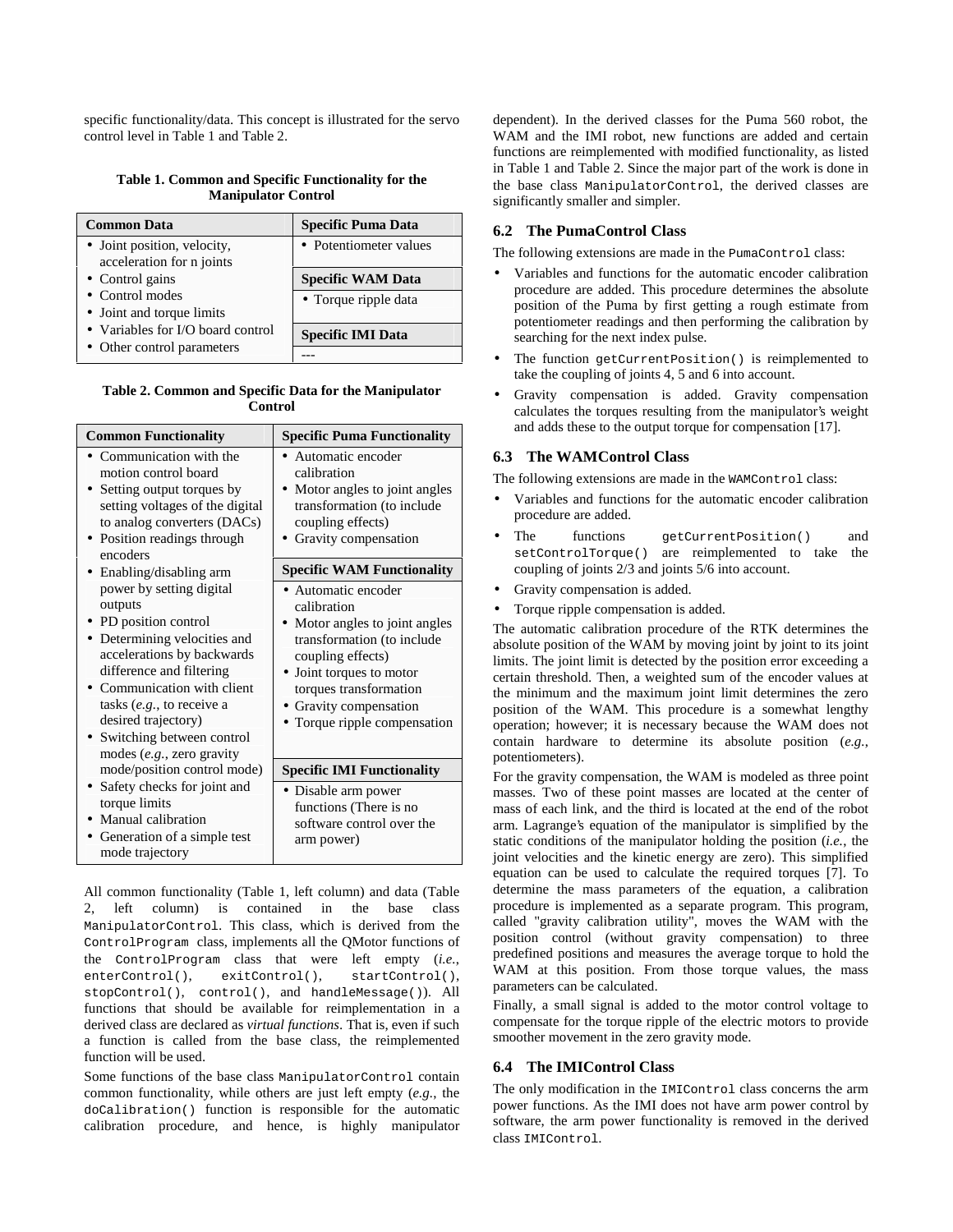specific functionality/data. This concept is illustrated for the servo control level in Table 1 and Table 2.

**Table 1. Common and Specific Functionality for the Manipulator Control**

| Common Data | Specific Puma Data |
| --- | --- |
| • Joint position, velocity, acceleration for n joints<br>• Control gains<br>• Control modes<br>• Joint and torque limits<br>• Variables for I/O board control<br>• Other control parameters | • Potentiometer values |
| | **Specific WAM Data** |
| | • Torque ripple data |
| | **Specific IMI Data** |
| | --- |

**Table 2. Common and Specific Data for the Manipulator Control**

| Common Functionality | Specific Puma Functionality |
| --- | --- |
| • Communication with the motion control board<br>• Setting output torques by setting voltages of the digital to analog converters (DACs)<br>• Position readings through encoders<br>• Enabling/disabling arm power by setting digital outputs<br>• PD position control<br>• Determining velocities and accelerations by backwards difference and filtering<br>• Communication with client tasks (*e.g.*, to receive a desired trajectory)<br>• Switching between control modes (*e.g.*, zero gravity mode/position control mode)<br>• Safety checks for joint and torque limits<br>• Manual calibration<br>• Generation of a simple test mode trajectory | • Automatic encoder calibration<br>• Motor angles to joint angles transformation (to include coupling effects)<br>• Gravity compensation |
| | **Specific WAM Functionality** |
| | • Automatic encoder calibration<br>• Motor angles to joint angles transformation (to include coupling effects)<br>• Joint torques to motor torques transformation<br>• Gravity compensation<br>• Torque ripple compensation |
| | **Specific IMI Functionality** |
| | • Disable arm power functions (There is no software control over the arm power) |

All common functionality (Table 1, left column) and data (Table 2, left column) is contained in the base class `ManipulatorControl`. This class, which is derived from the `ControlProgram` class, implements all the QMotor functions of the `ControlProgram` class that were left empty (*i.e.*, `enterControl()`, `exitControl()`, `startControl()`, `stopControl()`, `control()`, and `handleMessage()`). All functions that should be available for reimplementation in a derived class are declared as *virtual functions*. That is, even if such a function is called from the base class, the reimplemented function will be used.

Some functions of the base class `ManipulatorControl` contain common functionality, while others are just left empty (*e.g.*, the `doCalibration()` function is responsible for the automatic calibration procedure, and hence, is highly manipulator dependent). In the derived classes for the Puma 560 robot, the WAM and the IMI robot, new functions are added and certain functions are reimplemented with modified functionality, as listed in Table 1 and Table 2. Since the major part of the work is done in the base class `ManipulatorControl`, the derived classes are significantly smaller and simpler.

### 6.2 The PumaControl Class

The following extensions are made in the `PumaControl` class:

- Variables and functions for the automatic encoder calibration procedure are added. This procedure determines the absolute position of the Puma by first getting a rough estimate from potentiometer readings and then performing the calibration by searching for the next index pulse.
- The function `getCurrentPosition()` is reimplemented to take the coupling of joints 4, 5 and 6 into account.
- Gravity compensation is added. Gravity compensation calculates the torques resulting from the manipulator's weight and adds these to the output torque for compensation [17].

### 6.3 The WAMControl Class

The following extensions are made in the `WAMControl` class:

- Variables and functions for the automatic encoder calibration procedure are added.
- The functions `getCurrentPosition()` and `setControlTorque()` are reimplemented to take the coupling of joints 2/3 and joints 5/6 into account.
- Gravity compensation is added.
- Torque ripple compensation is added.

The automatic calibration procedure of the RTK determines the absolute position of the WAM by moving joint by joint to its joint limits. The joint limit is detected by the position error exceeding a certain threshold. Then, a weighted sum of the encoder values at the minimum and the maximum joint limit determines the zero position of the WAM. This procedure is a somewhat lengthy operation; however; it is necessary because the WAM does not contain hardware to determine its absolute position (*e.g.*, potentiometers).

For the gravity compensation, the WAM is modeled as three point masses. Two of these point masses are located at the center of mass of each link, and the third is located at the end of the robot arm. Lagrange's equation of the manipulator is simplified by the static conditions of the manipulator holding the position (*i.e.*, the joint velocities and the kinetic energy are zero). This simplified equation can be used to calculate the required torques [7]. To determine the mass parameters of the equation, a calibration procedure is implemented as a separate program. This program, called "gravity calibration utility", moves the WAM with the position control (without gravity compensation) to three predefined positions and measures the average torque to hold the WAM at this position. From those torque values, the mass parameters can be calculated.

Finally, a small signal is added to the motor control voltage to compensate for the torque ripple of the electric motors to provide smoother movement in the zero gravity mode.

### 6.4 The IMIControl Class

The only modification in the `IMIControl` class concerns the arm power functions. As the IMI does not have arm power control by software, the arm power functionality is removed in the derived class `IMIControl`.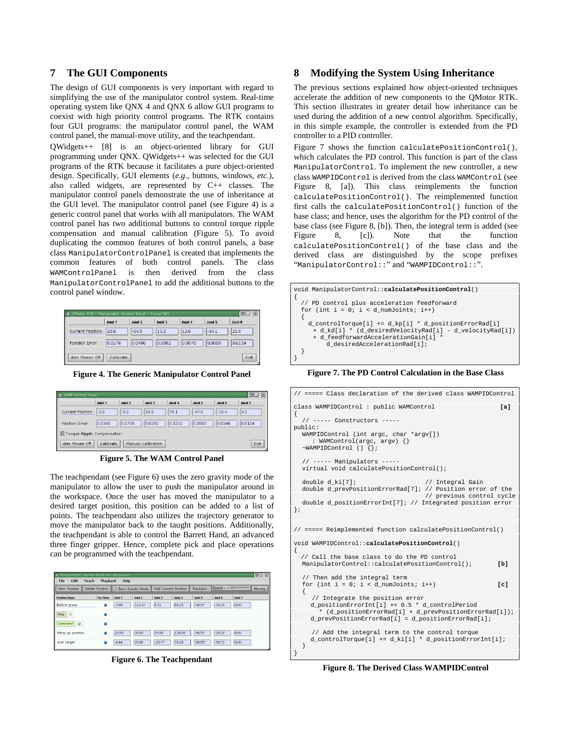## 7 The GUI Components

The design of GUI components is very important with regard to simplifying the use of the manipulator control system. Real-time operating system like QNX 4 and QNX 6 allow GUI programs to coexist with high priority control programs. The RTK contains four GUI programs: the manipulator control panel, the WAM control panel, the manual-move utility, and the teachpendant.

QWidgets++ [8] is an object-oriented library for GUI programming under QNX. QWidgets++ was selected for the GUI programs of the RTK because it facilitates a pure object-oriented design. Specifically, GUI elements (*e.g.*, buttons, windows, *etc.*), also called widgets, are represented by C++ classes. The manipulator control panels demonstrate the use of inheritance at the GUI level. The manipulator control panel (see Figure 4) is a generic control panel that works with all manipulators. The WAM control panel has two additional buttons to control torque ripple compensation and manual calibration (Figure 5). To avoid duplicating the common features of both control panels, a base class `ManipulatorControlPanel` is created that implements the common features of both control panels. The class `WAMControlPanel` is then derived from the class `ManipulatorControlPanel` to add the additional buttons to the control panel window.

**Figure 4. The Generic Manipulator Control Panel**

**Figure 5. The WAM Control Panel**

The teachpendant (see Figure 6) uses the zero gravity mode of the manipulator to allow the user to push the manipulator around in the workspace. Once the user has moved the manipulator to a desired target position, this position can be added to a list of points. The teachpendant also utilizes the trajectory generator to move the manipulator back to the taught positions. Additionally, the teachpendant is able to control the Barrett Hand, an advanced three finger gripper. Hence, complete pick and place operations can be programmed with the teachpendant.

**Figure 6. The Teachpendant**

## 8 Modifying the System Using Inheritance

The previous sections explained how object-oriented techniques accelerate the addition of new components to the QMotor RTK. This section illustrates in greater detail how inheritance can be used during the addition of a new control algorithm. Specifically, in this simple example, the controller is extended from the PD controller to a PID controller.

Figure 7 shows the function `calculatePositionControl()`, which calculates the PD control. This function is part of the class `ManipulatorControl`. To implement the new controller, a new class `WAMPIDControl` is derived from the class `WAMControl` (see Figure 8, [a]). This class reimplements the function `calculatePositionControl()`. The reimplemented function first calls the `calculatePositionControl()` function of the base class; and hence, uses the algorithm for the PD control of the base class (see Figure 8, [b]). Then, the integral term is added (see Figure 8, [c]). Note that the function `calculatePositionControl()` of the base class and the derived class are distinguished by the scope prefixes "`ManipulatorControl::`" and "`WAMPIDControl::`".

```
void ManipulatorControl::calculatePositionControl()
{
  // PD control plus acceleration feedforward
  for (int i = 0; i < d_numJoints; i++)
  {
    d_controlTorque[i] += d_kp[i] * d_positionErrorRad[i]
      + d_kd[i] * (d_desiredVelocityRad[i] - d_velocityRad[i])
      + d_feedforwardAccelerationGain[i] *
          d_desiredAccelerationRad[i];
  }
}
```

**Figure 7. The PD Control Calculation in the Base Class**

```
// ===== Class declaration of the derived class WAMPIDControl

class WAMPIDControl : public WAMControl                        [a]
{
  // ----- Constructors -----
public:
  WAMPIDControl (int argc, char *argv[])
    : WAMControl(argc, argv) {}
  ~WAMPIDControl () {};

  // ----- Manipulators -----
  virtual void calculatePositionControl();

  double d_ki[7];                    // Integral Gain
  double d_prevPositionErrorRad[7]; // Position error of the
                                     // previous control cycle
  double d_positionErrorInt[7]; // Integrated position error
};

// ===== Reimplemented function calculatePositionControl()

void WAMPIDControl::calculatePositionControl()
{
  // Call the base class to do the PD control
  ManipulatorControl::calculatePositionControl();             [b]

  // Then add the integral term
  for (int i = 0; i < d_numJoints; i++)                       [c]
  {
    // Integrate the position error
    d_positionErrorInt[i] += 0.5 * d_controlPeriod
      * (d_positionErrorRad[i] + d_prevPositionErrorRad[i]);
    d_prevPositionErrorRad[i] = d_positionErrorRad[i];

    // Add the integral term to the control torque
    d_controlTorque[i] += d_ki[i] * d_positionErrorInt[i];
  }
}
```

**Figure 8. The Derived Class WAMPIDControl**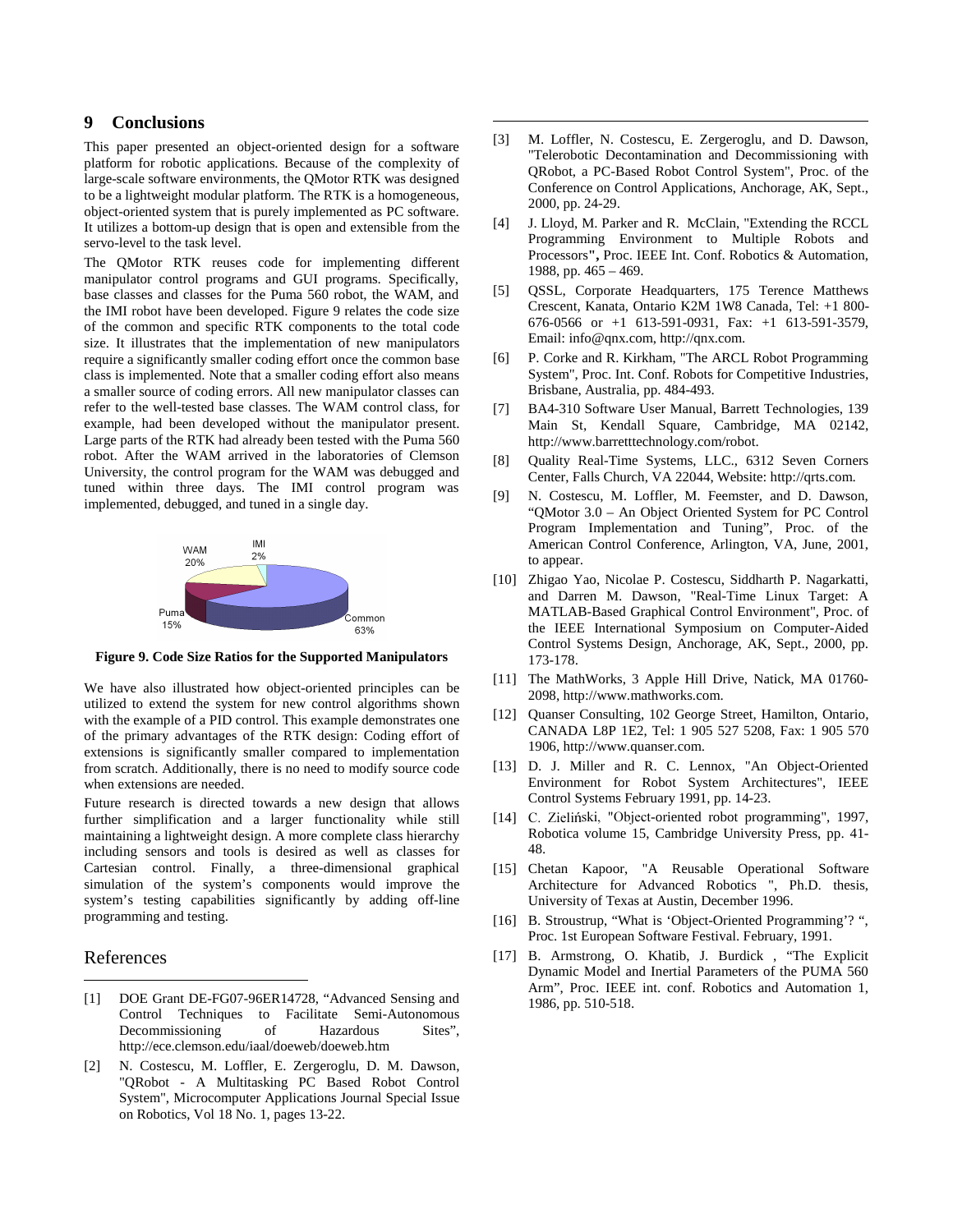## 9 Conclusions

This paper presented an object-oriented design for a software platform for robotic applications. Because of the complexity of large-scale software environments, the QMotor RTK was designed to be a lightweight modular platform. The RTK is a homogeneous, object-oriented system that is purely implemented as PC software. It utilizes a bottom-up design that is open and extensible from the servo-level to the task level.

The QMotor RTK reuses code for implementing different manipulator control programs and GUI programs. Specifically, base classes and classes for the Puma 560 robot, the WAM, and the IMI robot have been developed. Figure 9 relates the code size of the common and specific RTK components to the total code size. It illustrates that the implementation of new manipulators require a significantly smaller coding effort once the common base class is implemented. Note that a smaller coding effort also means a smaller source of coding errors. All new manipulator classes can refer to the well-tested base classes. The WAM control class, for example, had been developed without the manipulator present. Large parts of the RTK had already been tested with the Puma 560 robot. After the WAM arrived in the laboratories of Clemson University, the control program for the WAM was debugged and tuned within three days. The IMI control program was implemented, debugged, and tuned in a single day.

WAM
20%
IMI
2%
Puma
15%
Common
63%

**Figure 9. Code Size Ratios for the Supported Manipulators**

We have also illustrated how object-oriented principles can be utilized to extend the system for new control algorithms shown with the example of a PID control. This example demonstrates one of the primary advantages of the RTK design: Coding effort of extensions is significantly smaller compared to implementation from scratch. Additionally, there is no need to modify source code when extensions are needed.

Future research is directed towards a new design that allows further simplification and a larger functionality while still maintaining a lightweight design. A more complete class hierarchy including sensors and tools is desired as well as classes for Cartesian control. Finally, a three-dimensional graphical simulation of the system's components would improve the system's testing capabilities significantly by adding off-line programming and testing.

## References

[1] DOE Grant DE-FG07-96ER14728, "Advanced Sensing and Control Techniques to Facilitate Semi-Autonomous Decommissioning of Hazardous Sites", http://ece.clemson.edu/iaal/doeweb/doeweb.htm

[2] N. Costescu, M. Loffler, E. Zergeroglu, D. M. Dawson, "QRobot - A Multitasking PC Based Robot Control System", Microcomputer Applications Journal Special Issue on Robotics, Vol 18 No. 1, pages 13-22.

[3] M. Loffler, N. Costescu, E. Zergeroglu, and D. Dawson, "Telerobotic Decontamination and Decommissioning with QRobot, a PC-Based Robot Control System", Proc. of the Conference on Control Applications, Anchorage, AK, Sept., 2000, pp. 24-29.

[4] J. Lloyd, M. Parker and R. McClain, "Extending the RCCL Programming Environment to Multiple Robots and Processors", Proc. IEEE Int. Conf. Robotics & Automation, 1988, pp. 465 – 469.

[5] QSSL, Corporate Headquarters, 175 Terence Matthews Crescent, Kanata, Ontario K2M 1W8 Canada, Tel: +1 800-676-0566 or +1 613-591-0931, Fax: +1 613-591-3579, Email: info@qnx.com, http://qnx.com.

[6] P. Corke and R. Kirkham, "The ARCL Robot Programming System", Proc. Int. Conf. Robots for Competitive Industries, Brisbane, Australia, pp. 484-493.

[7] BA4-310 Software User Manual, Barrett Technologies, 139 Main St, Kendall Square, Cambridge, MA 02142, http://www.barretttechnology.com/robot.

[8] Quality Real-Time Systems, LLC., 6312 Seven Corners Center, Falls Church, VA 22044, Website: http://qrts.com.

[9] N. Costescu, M. Loffler, M. Feemster, and D. Dawson, "QMotor 3.0 – An Object Oriented System for PC Control Program Implementation and Tuning", Proc. of the American Control Conference, Arlington, VA, June, 2001, to appear.

[10] Zhigao Yao, Nicolae P. Costescu, Siddharth P. Nagarkatti, and Darren M. Dawson, "Real-Time Linux Target: A MATLAB-Based Graphical Control Environment", Proc. of the IEEE International Symposium on Computer-Aided Control Systems Design, Anchorage, AK, Sept., 2000, pp. 173-178.

[11] The MathWorks, 3 Apple Hill Drive, Natick, MA 01760-2098, http://www.mathworks.com.

[12] Quanser Consulting, 102 George Street, Hamilton, Ontario, CANADA L8P 1E2, Tel: 1 905 527 5208, Fax: 1 905 570 1906, http://www.quanser.com.

[13] D. J. Miller and R. C. Lennox, "An Object-Oriented Environment for Robot System Architectures", IEEE Control Systems February 1991, pp. 14-23.

[14] C. Zieliński, "Object-oriented robot programming", 1997, Robotica volume 15, Cambridge University Press, pp. 41-48.

[15] Chetan Kapoor, "A Reusable Operational Software Architecture for Advanced Robotics ", Ph.D. thesis, University of Texas at Austin, December 1996.

[16] B. Stroustrup, "What is 'Object-Oriented Programming'? ", Proc. 1st European Software Festival. February, 1991.

[17] B. Armstrong, O. Khatib, J. Burdick , "The Explicit Dynamic Model and Inertial Parameters of the PUMA 560 Arm", Proc. IEEE int. conf. Robotics and Automation 1, 1986, pp. 510-518.